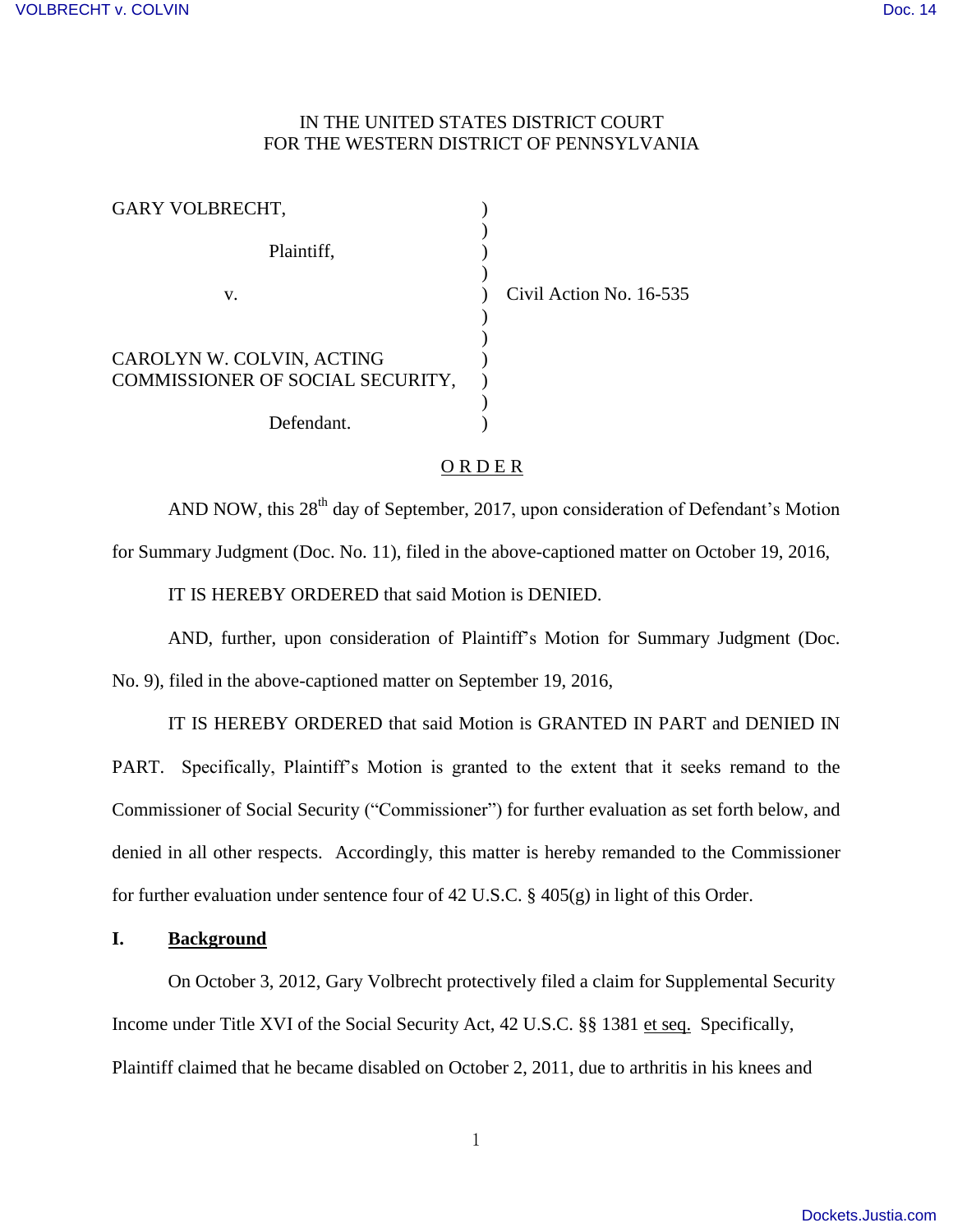IN THE UNITED STATES DISTRICT COURT
FOR THE WESTERN DISTRICT OF PENNSYLVANIA

| | | |
|---|---|---|
| GARY VOLBRECHT, | ) | |
| Plaintiff, | ) | |
| v. | ) | Civil Action No. 16-535 |
| CAROLYN W. COLVIN, ACTING COMMISSIONER OF SOCIAL SECURITY, | ) | |
| Defendant. | ) | |

ORDER

AND NOW, this 28th day of September, 2017, upon consideration of Defendant's Motion for Summary Judgment (Doc. No. 11), filed in the above-captioned matter on October 19, 2016,

IT IS HEREBY ORDERED that said Motion is DENIED.

AND, further, upon consideration of Plaintiff's Motion for Summary Judgment (Doc. No. 9), filed in the above-captioned matter on September 19, 2016,

IT IS HEREBY ORDERED that said Motion is GRANTED IN PART and DENIED IN PART. Specifically, Plaintiff's Motion is granted to the extent that it seeks remand to the Commissioner of Social Security ("Commissioner") for further evaluation as set forth below, and denied in all other respects. Accordingly, this matter is hereby remanded to the Commissioner for further evaluation under sentence four of 42 U.S.C. § 405(g) in light of this Order.

## I. Background

On October 3, 2012, Gary Volbrecht protectively filed a claim for Supplemental Security Income under Title XVI of the Social Security Act, 42 U.S.C. §§ 1381 et seq. Specifically, Plaintiff claimed that he became disabled on October 2, 2011, due to arthritis in his knees and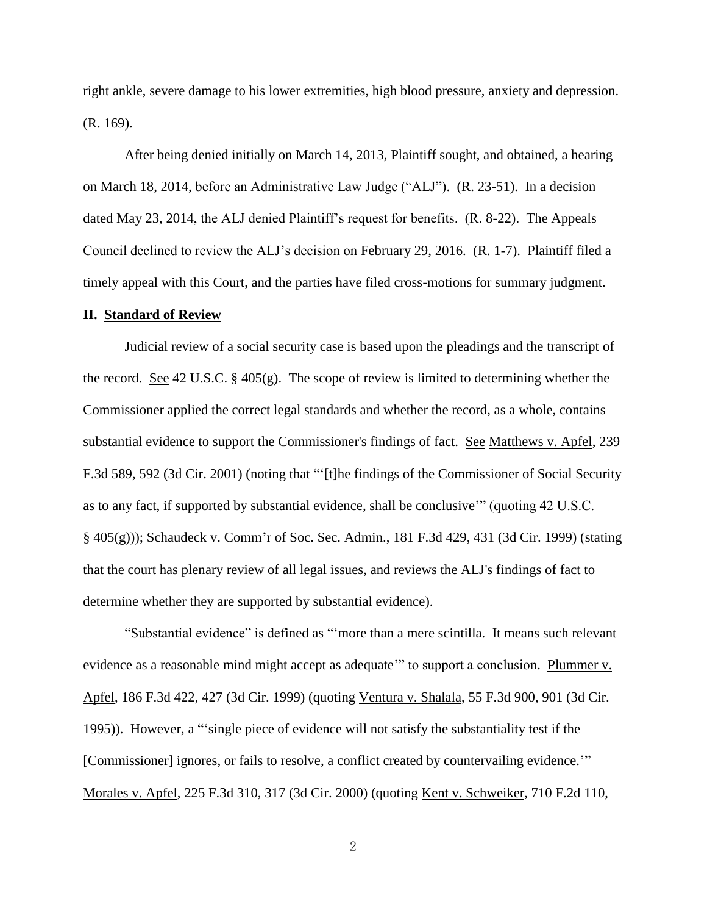right ankle, severe damage to his lower extremities, high blood pressure, anxiety and depression. (R. 169).

After being denied initially on March 14, 2013, Plaintiff sought, and obtained, a hearing on March 18, 2014, before an Administrative Law Judge ("ALJ"). (R. 23-51). In a decision dated May 23, 2014, the ALJ denied Plaintiff's request for benefits. (R. 8-22). The Appeals Council declined to review the ALJ's decision on February 29, 2016. (R. 1-7). Plaintiff filed a timely appeal with this Court, and the parties have filed cross-motions for summary judgment.

## II. Standard of Review

Judicial review of a social security case is based upon the pleadings and the transcript of the record. See 42 U.S.C. § 405(g). The scope of review is limited to determining whether the Commissioner applied the correct legal standards and whether the record, as a whole, contains substantial evidence to support the Commissioner's findings of fact. See Matthews v. Apfel, 239 F.3d 589, 592 (3d Cir. 2001) (noting that "'[t]he findings of the Commissioner of Social Security as to any fact, if supported by substantial evidence, shall be conclusive'" (quoting 42 U.S.C. § 405(g))); Schaudeck v. Comm'r of Soc. Sec. Admin., 181 F.3d 429, 431 (3d Cir. 1999) (stating that the court has plenary review of all legal issues, and reviews the ALJ's findings of fact to determine whether they are supported by substantial evidence).

"Substantial evidence" is defined as "'more than a mere scintilla. It means such relevant evidence as a reasonable mind might accept as adequate'" to support a conclusion. Plummer v. Apfel, 186 F.3d 422, 427 (3d Cir. 1999) (quoting Ventura v. Shalala, 55 F.3d 900, 901 (3d Cir. 1995)). However, a "'single piece of evidence will not satisfy the substantiality test if the [Commissioner] ignores, or fails to resolve, a conflict created by countervailing evidence.'" Morales v. Apfel, 225 F.3d 310, 317 (3d Cir. 2000) (quoting Kent v. Schweiker, 710 F.2d 110,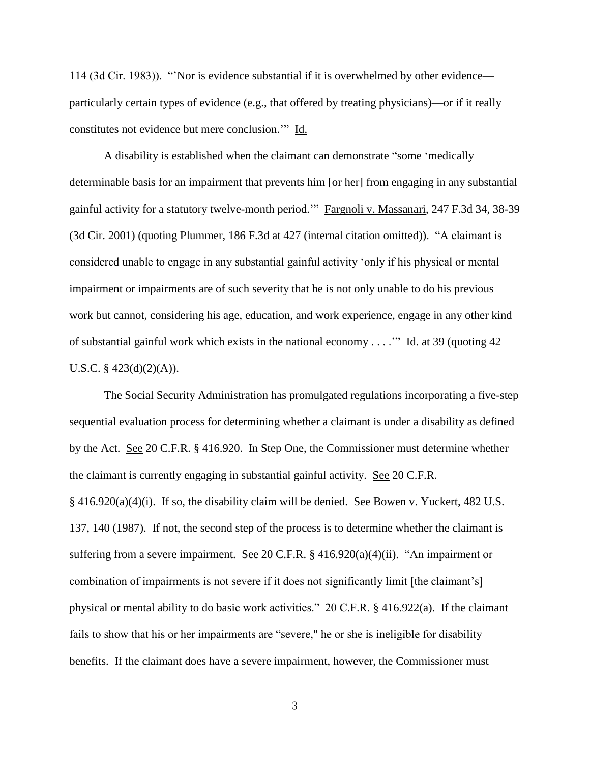114 (3d Cir. 1983)). "'Nor is evidence substantial if it is overwhelmed by other evidence—particularly certain types of evidence (e.g., that offered by treating physicians)—or if it really constitutes not evidence but mere conclusion.'" Id.

A disability is established when the claimant can demonstrate "some 'medically determinable basis for an impairment that prevents him [or her] from engaging in any substantial gainful activity for a statutory twelve-month period.'" Fargnoli v. Massanari, 247 F.3d 34, 38-39 (3d Cir. 2001) (quoting Plummer, 186 F.3d at 427 (internal citation omitted)). "A claimant is considered unable to engage in any substantial gainful activity 'only if his physical or mental impairment or impairments are of such severity that he is not only unable to do his previous work but cannot, considering his age, education, and work experience, engage in any other kind of substantial gainful work which exists in the national economy . . . .'" Id. at 39 (quoting 42 U.S.C. § 423(d)(2)(A)).

The Social Security Administration has promulgated regulations incorporating a five-step sequential evaluation process for determining whether a claimant is under a disability as defined by the Act. See 20 C.F.R. § 416.920. In Step One, the Commissioner must determine whether the claimant is currently engaging in substantial gainful activity. See 20 C.F.R. § 416.920(a)(4)(i). If so, the disability claim will be denied. See Bowen v. Yuckert, 482 U.S. 137, 140 (1987). If not, the second step of the process is to determine whether the claimant is suffering from a severe impairment. See 20 C.F.R. § 416.920(a)(4)(ii). "An impairment or combination of impairments is not severe if it does not significantly limit [the claimant's] physical or mental ability to do basic work activities." 20 C.F.R. § 416.922(a). If the claimant fails to show that his or her impairments are "severe," he or she is ineligible for disability benefits. If the claimant does have a severe impairment, however, the Commissioner must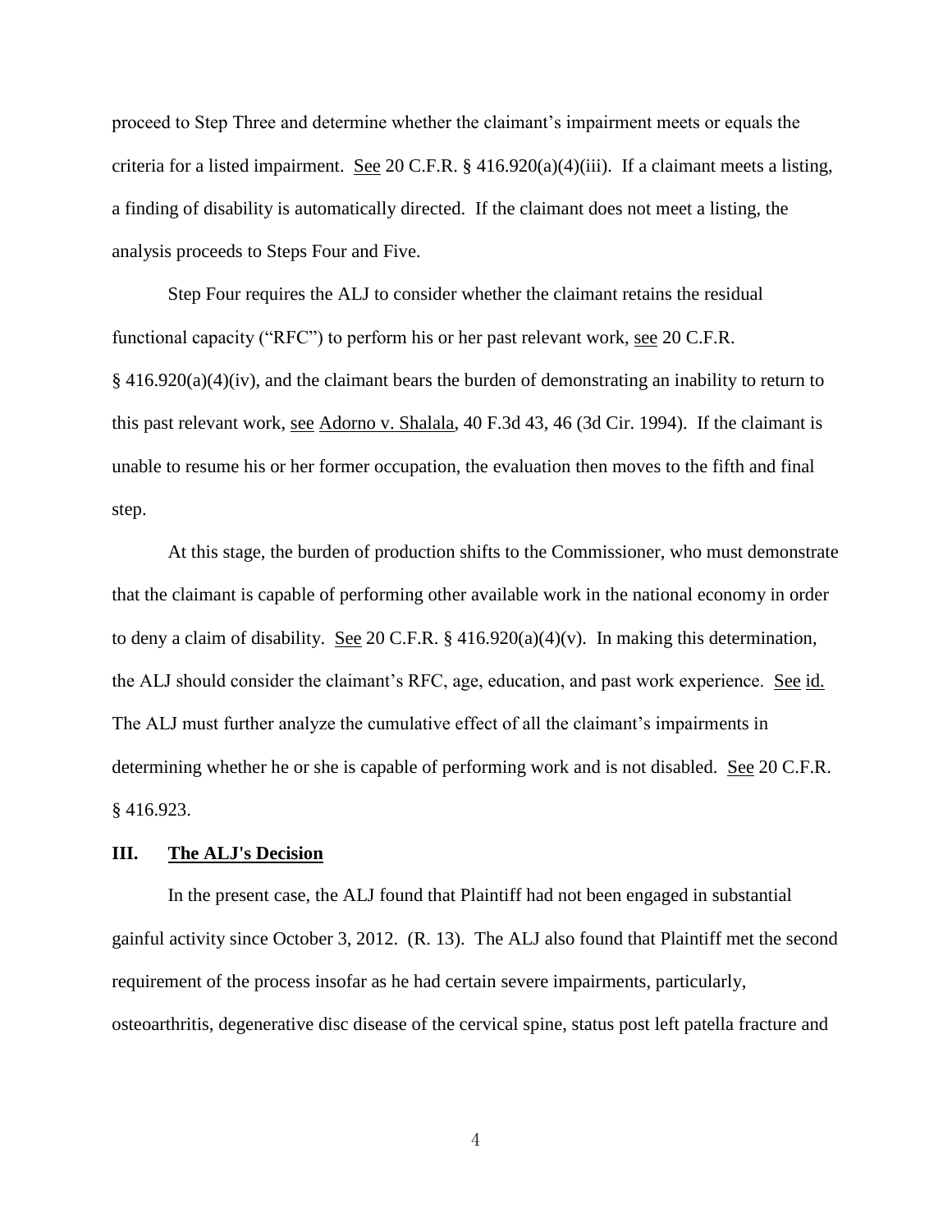proceed to Step Three and determine whether the claimant's impairment meets or equals the criteria for a listed impairment. See 20 C.F.R. § 416.920(a)(4)(iii). If a claimant meets a listing, a finding of disability is automatically directed. If the claimant does not meet a listing, the analysis proceeds to Steps Four and Five.

Step Four requires the ALJ to consider whether the claimant retains the residual functional capacity ("RFC") to perform his or her past relevant work, see 20 C.F.R. § 416.920(a)(4)(iv), and the claimant bears the burden of demonstrating an inability to return to this past relevant work, see Adorno v. Shalala, 40 F.3d 43, 46 (3d Cir. 1994). If the claimant is unable to resume his or her former occupation, the evaluation then moves to the fifth and final step.

At this stage, the burden of production shifts to the Commissioner, who must demonstrate that the claimant is capable of performing other available work in the national economy in order to deny a claim of disability. See 20 C.F.R. § 416.920(a)(4)(v). In making this determination, the ALJ should consider the claimant's RFC, age, education, and past work experience. See id. The ALJ must further analyze the cumulative effect of all the claimant's impairments in determining whether he or she is capable of performing work and is not disabled. See 20 C.F.R. § 416.923.

## III. The ALJ's Decision

In the present case, the ALJ found that Plaintiff had not been engaged in substantial gainful activity since October 3, 2012. (R. 13). The ALJ also found that Plaintiff met the second requirement of the process insofar as he had certain severe impairments, particularly, osteoarthritis, degenerative disc disease of the cervical spine, status post left patella fracture and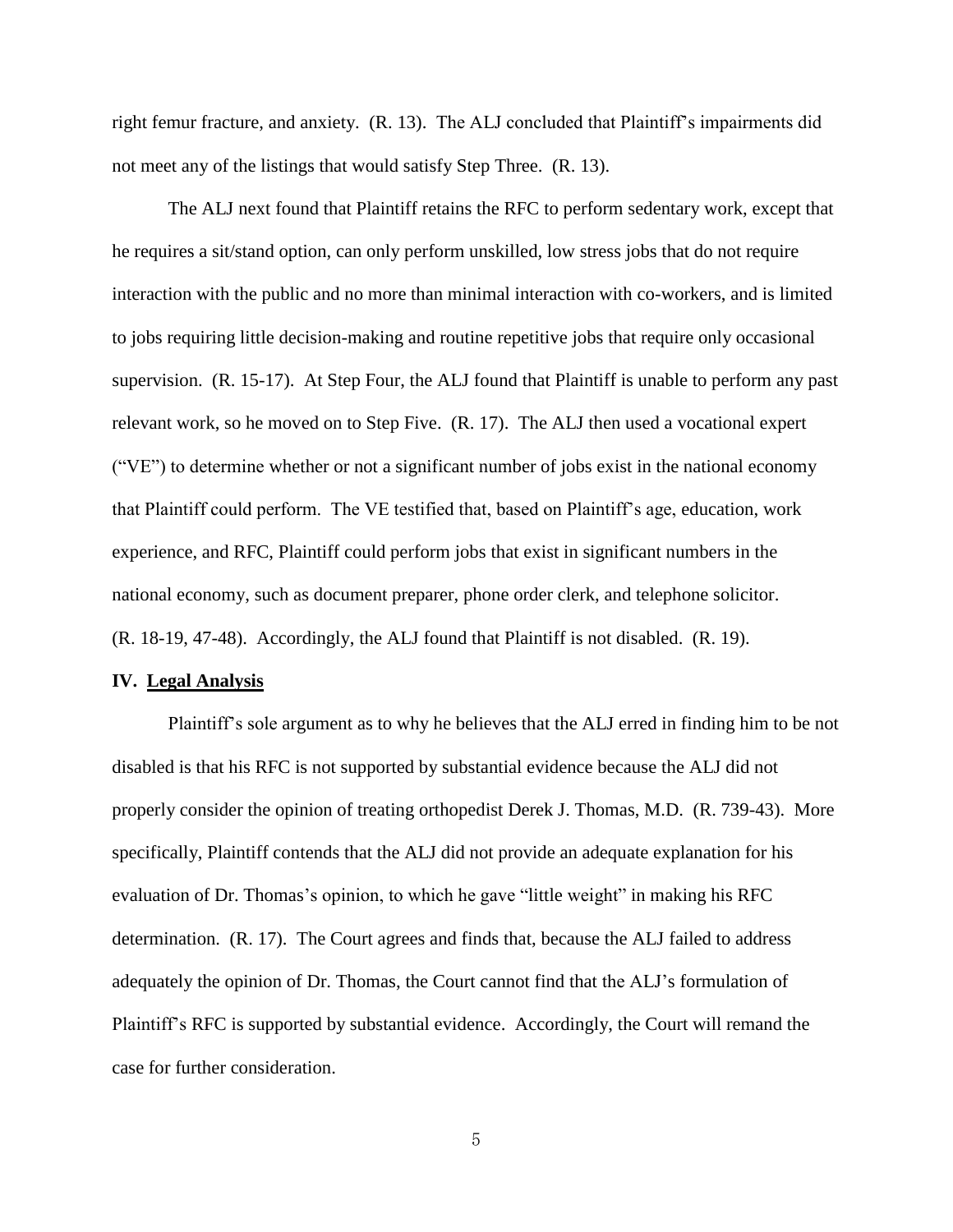right femur fracture, and anxiety. (R. 13). The ALJ concluded that Plaintiff's impairments did not meet any of the listings that would satisfy Step Three. (R. 13).

The ALJ next found that Plaintiff retains the RFC to perform sedentary work, except that he requires a sit/stand option, can only perform unskilled, low stress jobs that do not require interaction with the public and no more than minimal interaction with co-workers, and is limited to jobs requiring little decision-making and routine repetitive jobs that require only occasional supervision. (R. 15-17). At Step Four, the ALJ found that Plaintiff is unable to perform any past relevant work, so he moved on to Step Five. (R. 17). The ALJ then used a vocational expert ("VE") to determine whether or not a significant number of jobs exist in the national economy that Plaintiff could perform. The VE testified that, based on Plaintiff's age, education, work experience, and RFC, Plaintiff could perform jobs that exist in significant numbers in the national economy, such as document preparer, phone order clerk, and telephone solicitor. (R. 18-19, 47-48). Accordingly, the ALJ found that Plaintiff is not disabled. (R. 19).

## IV. <u>Legal Analysis</u>

Plaintiff's sole argument as to why he believes that the ALJ erred in finding him to be not disabled is that his RFC is not supported by substantial evidence because the ALJ did not properly consider the opinion of treating orthopedist Derek J. Thomas, M.D. (R. 739-43). More specifically, Plaintiff contends that the ALJ did not provide an adequate explanation for his evaluation of Dr. Thomas's opinion, to which he gave "little weight" in making his RFC determination. (R. 17). The Court agrees and finds that, because the ALJ failed to address adequately the opinion of Dr. Thomas, the Court cannot find that the ALJ's formulation of Plaintiff's RFC is supported by substantial evidence. Accordingly, the Court will remand the case for further consideration.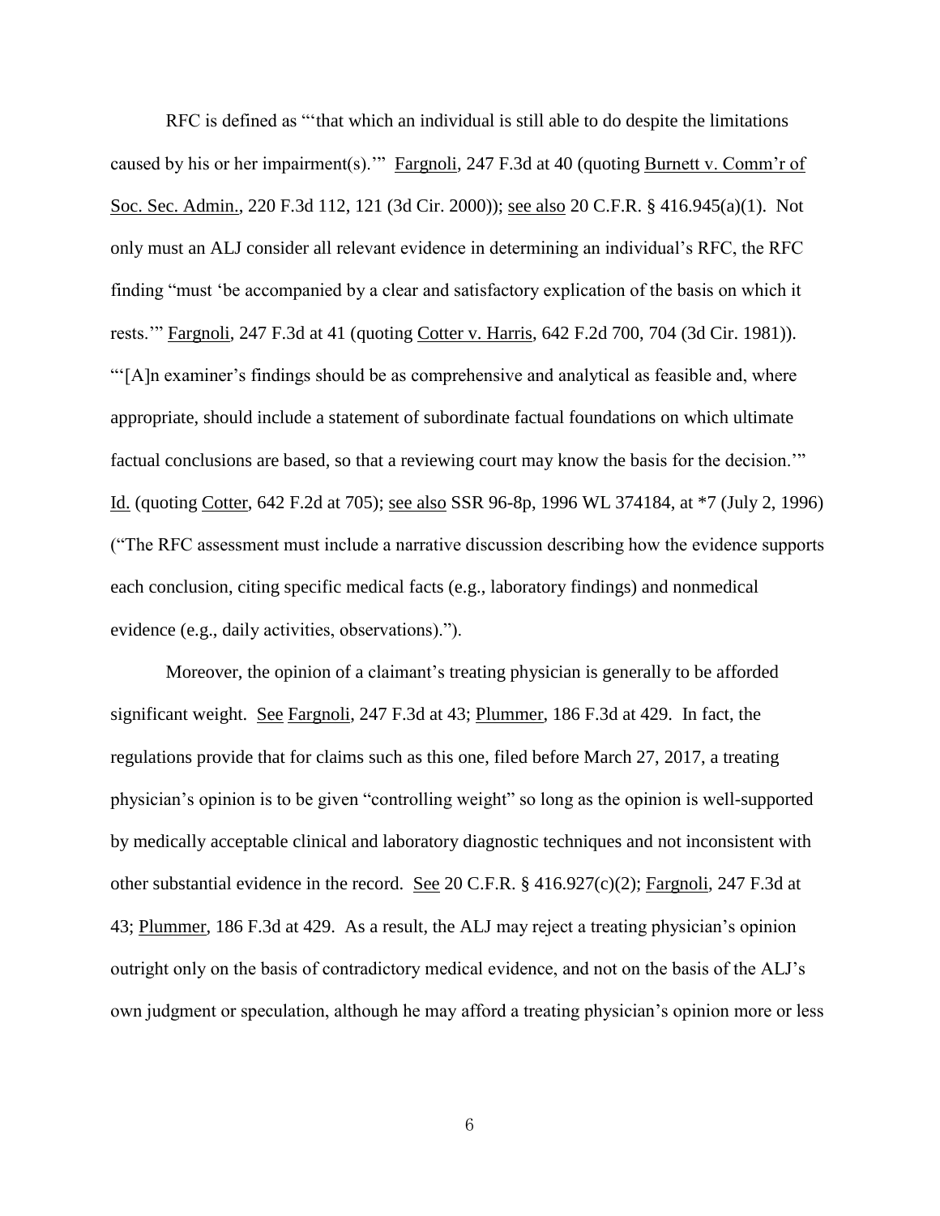RFC is defined as "'that which an individual is still able to do despite the limitations caused by his or her impairment(s).'" Fargnoli, 247 F.3d at 40 (quoting Burnett v. Comm'r of Soc. Sec. Admin., 220 F.3d 112, 121 (3d Cir. 2000)); see also 20 C.F.R. § 416.945(a)(1). Not only must an ALJ consider all relevant evidence in determining an individual's RFC, the RFC finding "must 'be accompanied by a clear and satisfactory explication of the basis on which it rests.'" Fargnoli, 247 F.3d at 41 (quoting Cotter v. Harris, 642 F.2d 700, 704 (3d Cir. 1981)). "'[A]n examiner's findings should be as comprehensive and analytical as feasible and, where appropriate, should include a statement of subordinate factual foundations on which ultimate factual conclusions are based, so that a reviewing court may know the basis for the decision.'" Id. (quoting Cotter, 642 F.2d at 705); see also SSR 96-8p, 1996 WL 374184, at *7 (July 2, 1996) ("The RFC assessment must include a narrative discussion describing how the evidence supports each conclusion, citing specific medical facts (e.g., laboratory findings) and nonmedical evidence (e.g., daily activities, observations).").

Moreover, the opinion of a claimant's treating physician is generally to be afforded significant weight. See Fargnoli, 247 F.3d at 43; Plummer, 186 F.3d at 429. In fact, the regulations provide that for claims such as this one, filed before March 27, 2017, a treating physician's opinion is to be given "controlling weight" so long as the opinion is well-supported by medically acceptable clinical and laboratory diagnostic techniques and not inconsistent with other substantial evidence in the record. See 20 C.F.R. § 416.927(c)(2); Fargnoli, 247 F.3d at 43; Plummer, 186 F.3d at 429. As a result, the ALJ may reject a treating physician's opinion outright only on the basis of contradictory medical evidence, and not on the basis of the ALJ's own judgment or speculation, although he may afford a treating physician's opinion more or less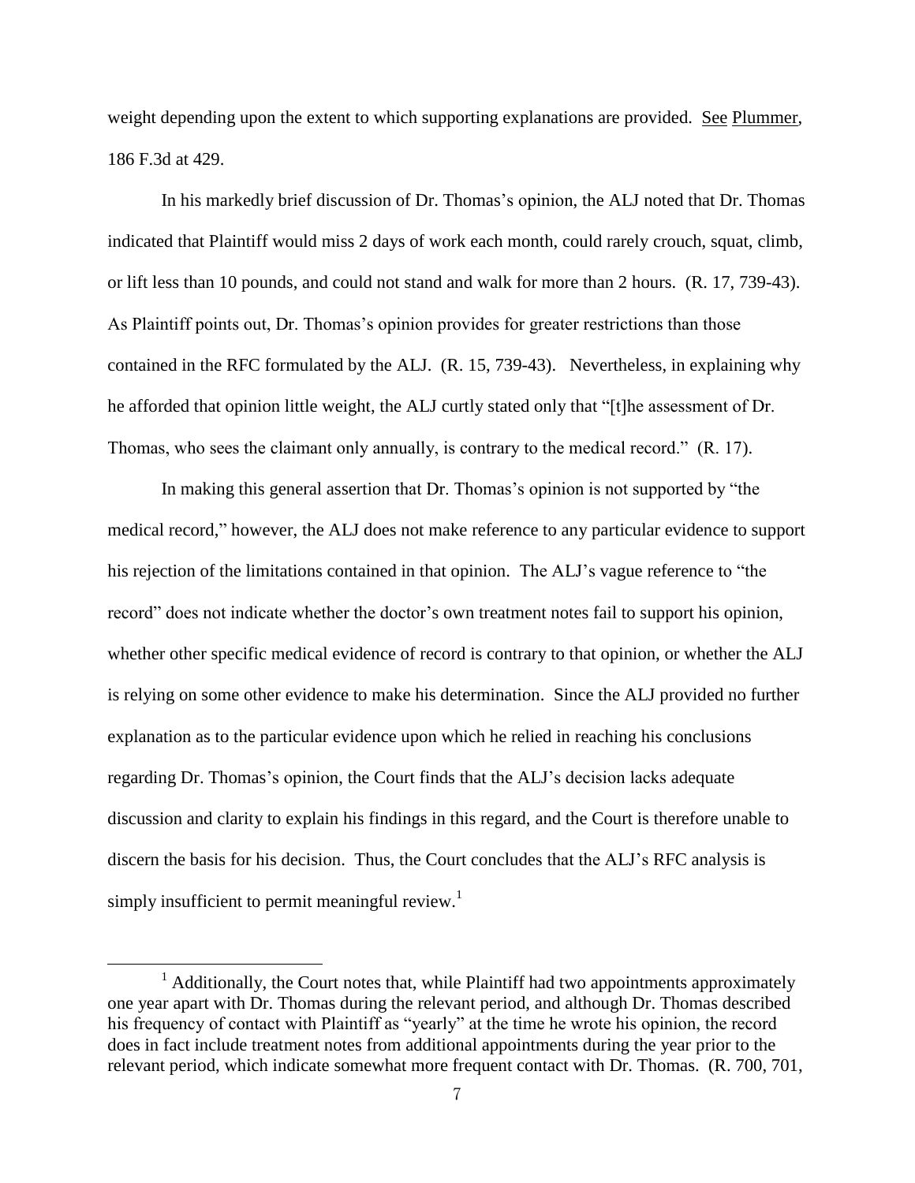weight depending upon the extent to which supporting explanations are provided. See Plummer, 186 F.3d at 429.

In his markedly brief discussion of Dr. Thomas's opinion, the ALJ noted that Dr. Thomas indicated that Plaintiff would miss 2 days of work each month, could rarely crouch, squat, climb, or lift less than 10 pounds, and could not stand and walk for more than 2 hours. (R. 17, 739-43). As Plaintiff points out, Dr. Thomas's opinion provides for greater restrictions than those contained in the RFC formulated by the ALJ. (R. 15, 739-43). Nevertheless, in explaining why he afforded that opinion little weight, the ALJ curtly stated only that "[t]he assessment of Dr. Thomas, who sees the claimant only annually, is contrary to the medical record." (R. 17).

In making this general assertion that Dr. Thomas's opinion is not supported by "the medical record," however, the ALJ does not make reference to any particular evidence to support his rejection of the limitations contained in that opinion. The ALJ's vague reference to "the record" does not indicate whether the doctor's own treatment notes fail to support his opinion, whether other specific medical evidence of record is contrary to that opinion, or whether the ALJ is relying on some other evidence to make his determination. Since the ALJ provided no further explanation as to the particular evidence upon which he relied in reaching his conclusions regarding Dr. Thomas's opinion, the Court finds that the ALJ's decision lacks adequate discussion and clarity to explain his findings in this regard, and the Court is therefore unable to discern the basis for his decision. Thus, the Court concludes that the ALJ's RFC analysis is simply insufficient to permit meaningful review.[1]

[1] Additionally, the Court notes that, while Plaintiff had two appointments approximately one year apart with Dr. Thomas during the relevant period, and although Dr. Thomas described his frequency of contact with Plaintiff as "yearly" at the time he wrote his opinion, the record does in fact include treatment notes from additional appointments during the year prior to the relevant period, which indicate somewhat more frequent contact with Dr. Thomas. (R. 700, 701,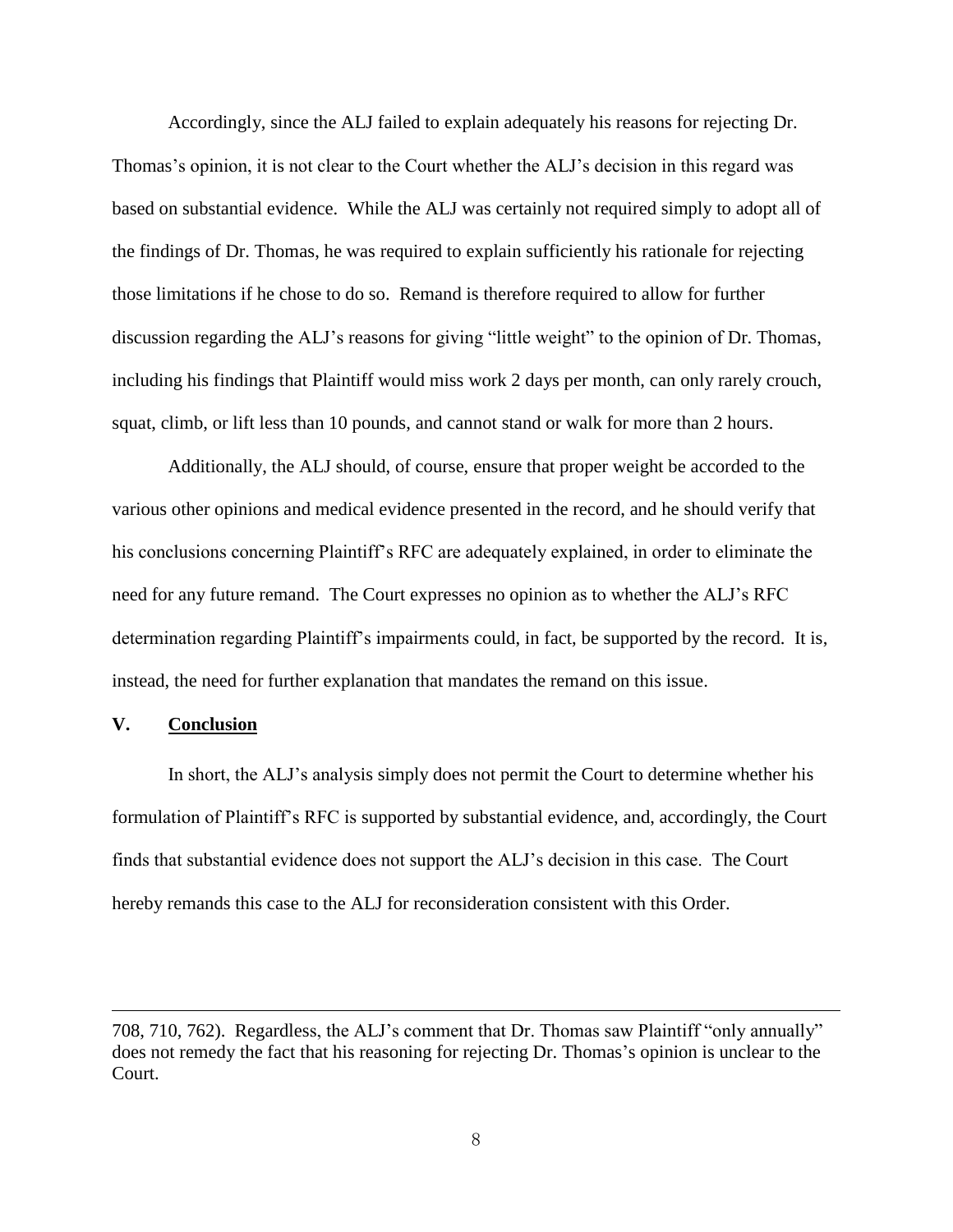Accordingly, since the ALJ failed to explain adequately his reasons for rejecting Dr. Thomas's opinion, it is not clear to the Court whether the ALJ's decision in this regard was based on substantial evidence. While the ALJ was certainly not required simply to adopt all of the findings of Dr. Thomas, he was required to explain sufficiently his rationale for rejecting those limitations if he chose to do so. Remand is therefore required to allow for further discussion regarding the ALJ's reasons for giving "little weight" to the opinion of Dr. Thomas, including his findings that Plaintiff would miss work 2 days per month, can only rarely crouch, squat, climb, or lift less than 10 pounds, and cannot stand or walk for more than 2 hours.

Additionally, the ALJ should, of course, ensure that proper weight be accorded to the various other opinions and medical evidence presented in the record, and he should verify that his conclusions concerning Plaintiff's RFC are adequately explained, in order to eliminate the need for any future remand. The Court expresses no opinion as to whether the ALJ's RFC determination regarding Plaintiff's impairments could, in fact, be supported by the record. It is, instead, the need for further explanation that mandates the remand on this issue.

## V. Conclusion

In short, the ALJ's analysis simply does not permit the Court to determine whether his formulation of Plaintiff's RFC is supported by substantial evidence, and, accordingly, the Court finds that substantial evidence does not support the ALJ's decision in this case. The Court hereby remands this case to the ALJ for reconsideration consistent with this Order.

---

708, 710, 762). Regardless, the ALJ's comment that Dr. Thomas saw Plaintiff "only annually" does not remedy the fact that his reasoning for rejecting Dr. Thomas's opinion is unclear to the Court.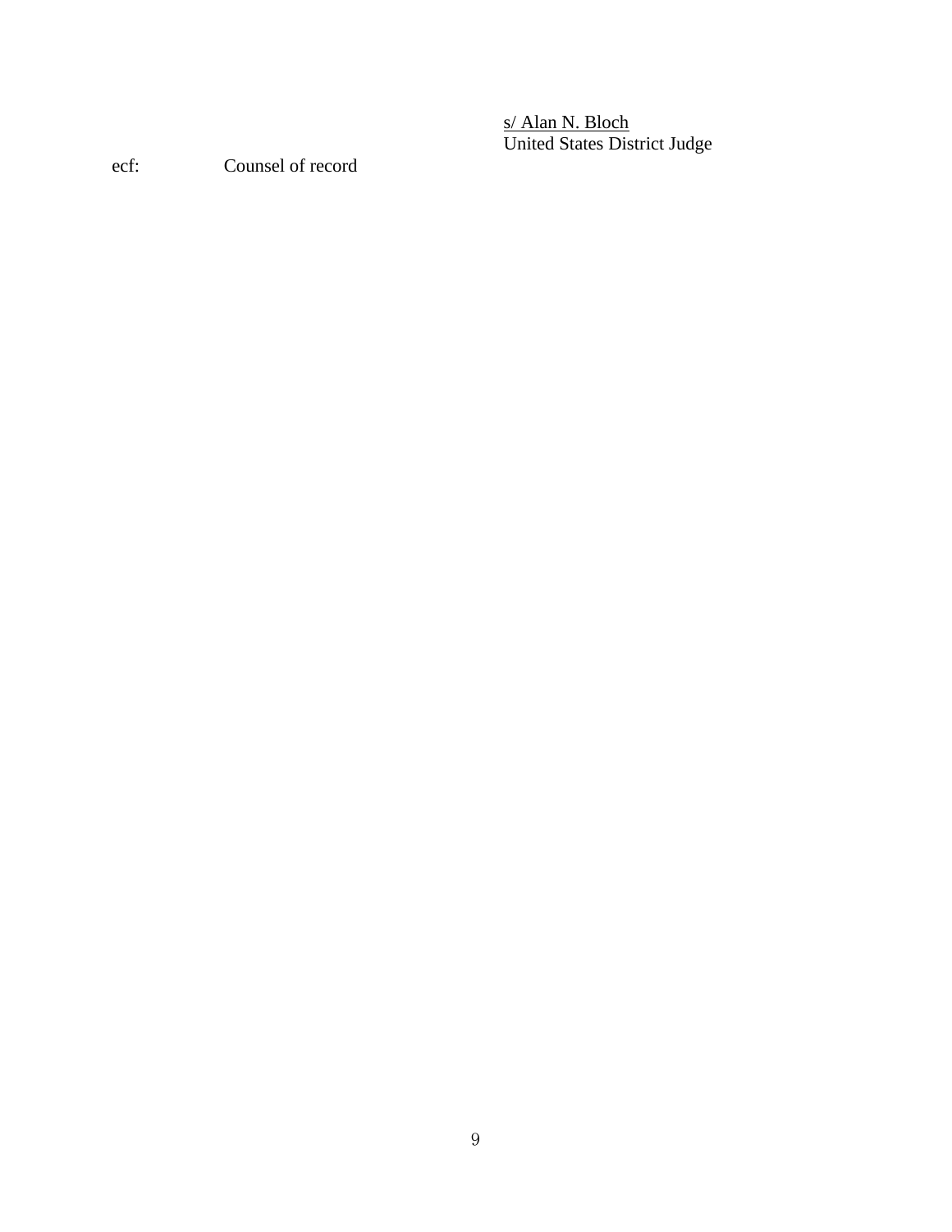s/ Alan N. Bloch
United States District Judge

ecf: Counsel of record